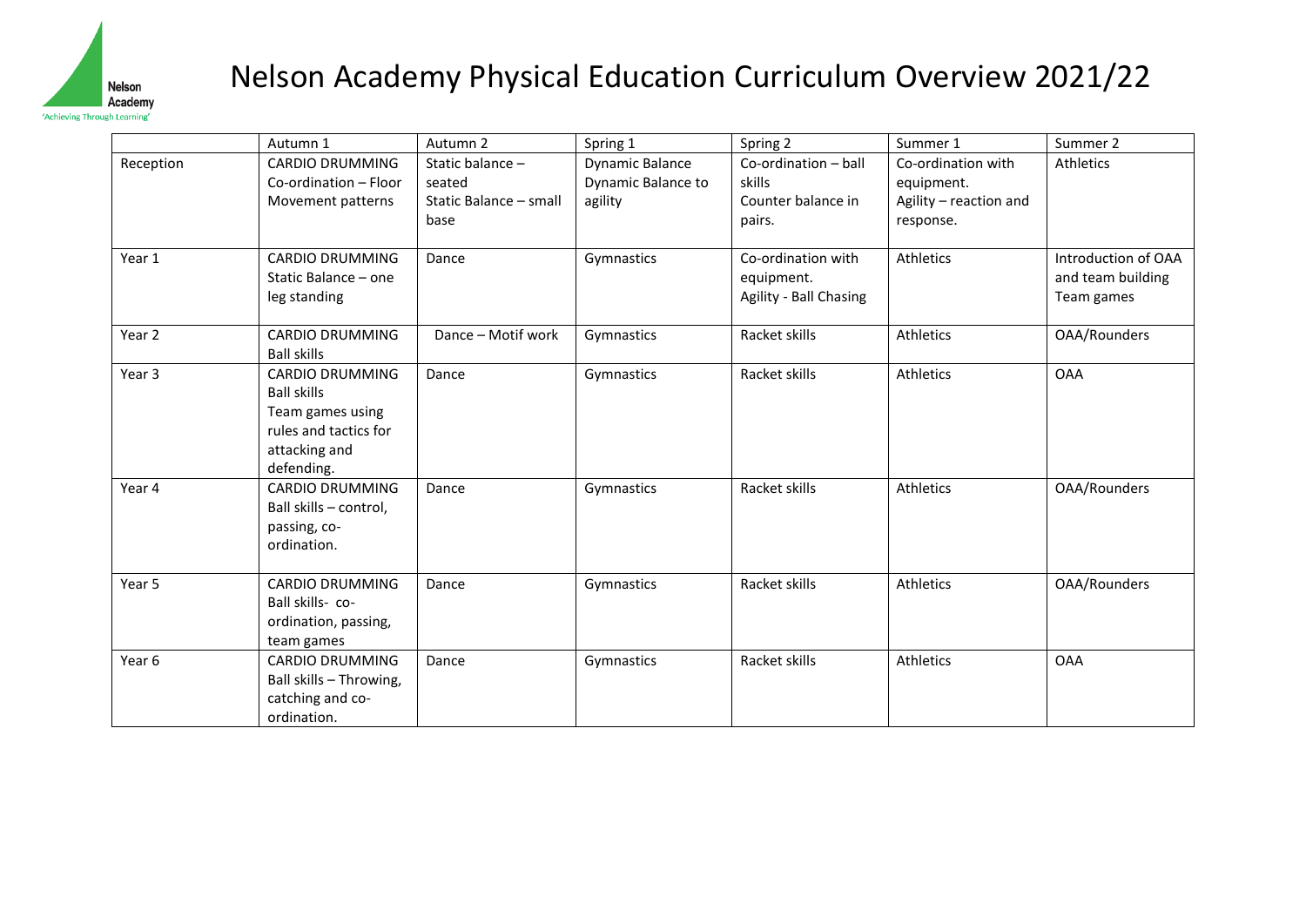# Nelson Academy Physical Education Curriculum Overview 2021/22

| | Autumn 1 | Autumn 2 | Spring 1 | Spring 2 | Summer 1 | Summer 2 |
|---|---|---|---|---|---|---|
| Reception | CARDIO DRUMMING Co-ordination – Floor Movement patterns | Static balance – seated Static Balance – small base | Dynamic Balance Dynamic Balance to agility | Co-ordination – ball skills Counter balance in pairs. | Co-ordination with equipment. Agility – reaction and response. | Athletics |
| Year 1 | CARDIO DRUMMING Static Balance – one leg standing | Dance | Gymnastics | Co-ordination with equipment. Agility - Ball Chasing | Athletics | Introduction of OAA and team building Team games |
| Year 2 | CARDIO DRUMMING Ball skills | Dance – Motif work | Gymnastics | Racket skills | Athletics | OAA/Rounders |
| Year 3 | CARDIO DRUMMING Ball skills Team games using rules and tactics for attacking and defending. | Dance | Gymnastics | Racket skills | Athletics | OAA |
| Year 4 | CARDIO DRUMMING Ball skills – control, passing, co-ordination. | Dance | Gymnastics | Racket skills | Athletics | OAA/Rounders |
| Year 5 | CARDIO DRUMMING Ball skills- co-ordination, passing, team games | Dance | Gymnastics | Racket skills | Athletics | OAA/Rounders |
| Year 6 | CARDIO DRUMMING Ball skills – Throwing, catching and co-ordination. | Dance | Gymnastics | Racket skills | Athletics | OAA |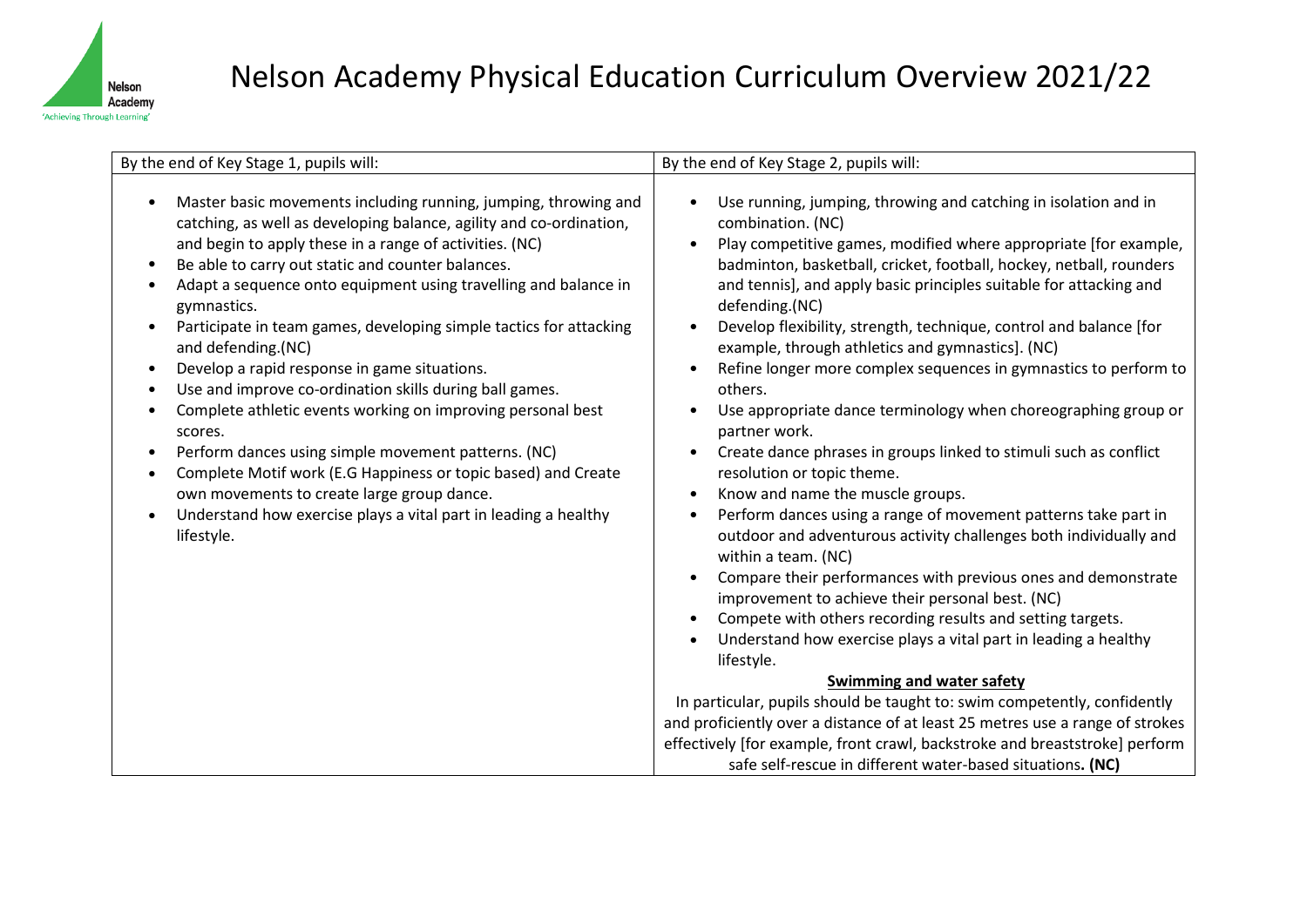# Nelson Academy Physical Education Curriculum Overview 2021/22

| By the end of Key Stage 1, pupils will: | By the end of Key Stage 2, pupils will: |
| --- | --- |
| • Master basic movements including running, jumping, throwing and catching, as well as developing balance, agility and co-ordination, and begin to apply these in a range of activities. (NC)<br>• Be able to carry out static and counter balances.<br>• Adapt a sequence onto equipment using travelling and balance in gymnastics.<br>• Participate in team games, developing simple tactics for attacking and defending.(NC)<br>• Develop a rapid response in game situations.<br>• Use and improve co-ordination skills during ball games.<br>• Complete athletic events working on improving personal best scores.<br>• Perform dances using simple movement patterns. (NC)<br>• Complete Motif work (E.G Happiness or topic based) and Create own movements to create large group dance.<br>• Understand how exercise plays a vital part in leading a healthy lifestyle. | • Use running, jumping, throwing and catching in isolation and in combination. (NC)<br>• Play competitive games, modified where appropriate [for example, badminton, basketball, cricket, football, hockey, netball, rounders and tennis], and apply basic principles suitable for attacking and defending.(NC)<br>• Develop flexibility, strength, technique, control and balance [for example, through athletics and gymnastics]. (NC)<br>• Refine longer more complex sequences in gymnastics to perform to others.<br>• Use appropriate dance terminology when choreographing group or partner work.<br>• Create dance phrases in groups linked to stimuli such as conflict resolution or topic theme.<br>• Know and name the muscle groups.<br>• Perform dances using a range of movement patterns take part in outdoor and adventurous activity challenges both individually and within a team. (NC)<br>• Compare their performances with previous ones and demonstrate improvement to achieve their personal best. (NC)<br>• Compete with others recording results and setting targets.<br>• Understand how exercise plays a vital part in leading a healthy lifestyle.<br>**Swimming and water safety**<br>In particular, pupils should be taught to: swim competently, confidently and proficiently over a distance of at least 25 metres use a range of strokes effectively [for example, front crawl, backstroke and breaststroke] perform safe self-rescue in different water-based situations**. (NC)** |